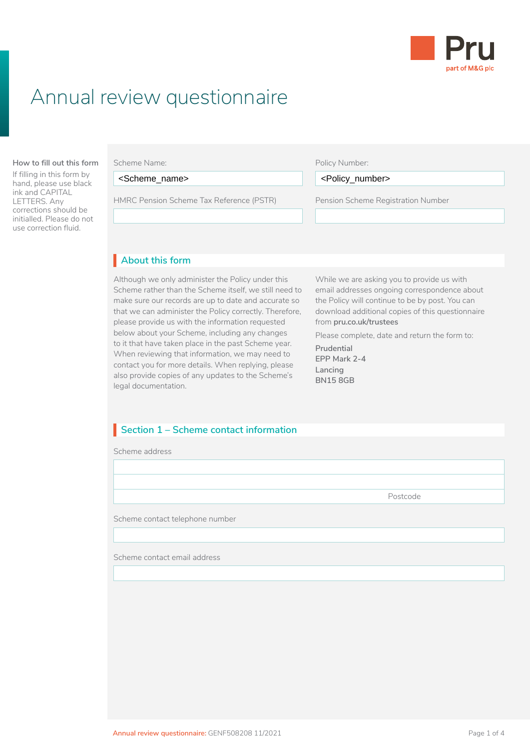Pru
part of M&G plc

# Annual review questionnaire

**How to fill out this form**

If filling in this form by hand, please use black ink and CAPITAL LETTERS. Any corrections should be initialled. Please do not use correction fluid.

| Scheme Name: | Policy Number: |
|---|---|
| <Scheme_name> | <Policy_number> |
| HMRC Pension Scheme Tax Reference (PSTR) | Pension Scheme Registration Number |
| | |

## About this form

Although we only administer the Policy under this Scheme rather than the Scheme itself, we still need to make sure our records are up to date and accurate so that we can administer the Policy correctly. Therefore, please provide us with the information requested below about your Scheme, including any changes to it that have taken place in the past Scheme year. When reviewing that information, we may need to contact you for more details. When replying, please also provide copies of any updates to the Scheme's legal documentation.

While we are asking you to provide us with email addresses ongoing correspondence about the Policy will continue to be by post. You can download additional copies of this questionnaire from **pru.co.uk/trustees**

Please complete, date and return the form to:

**Prudential**
**EPP Mark 2-4**
**Lancing**
**BN15 8GB**

## Section 1 – Scheme contact information

Scheme address

Postcode

Scheme contact telephone number

Scheme contact email address

Annual review questionnaire: GENF508208 11/2021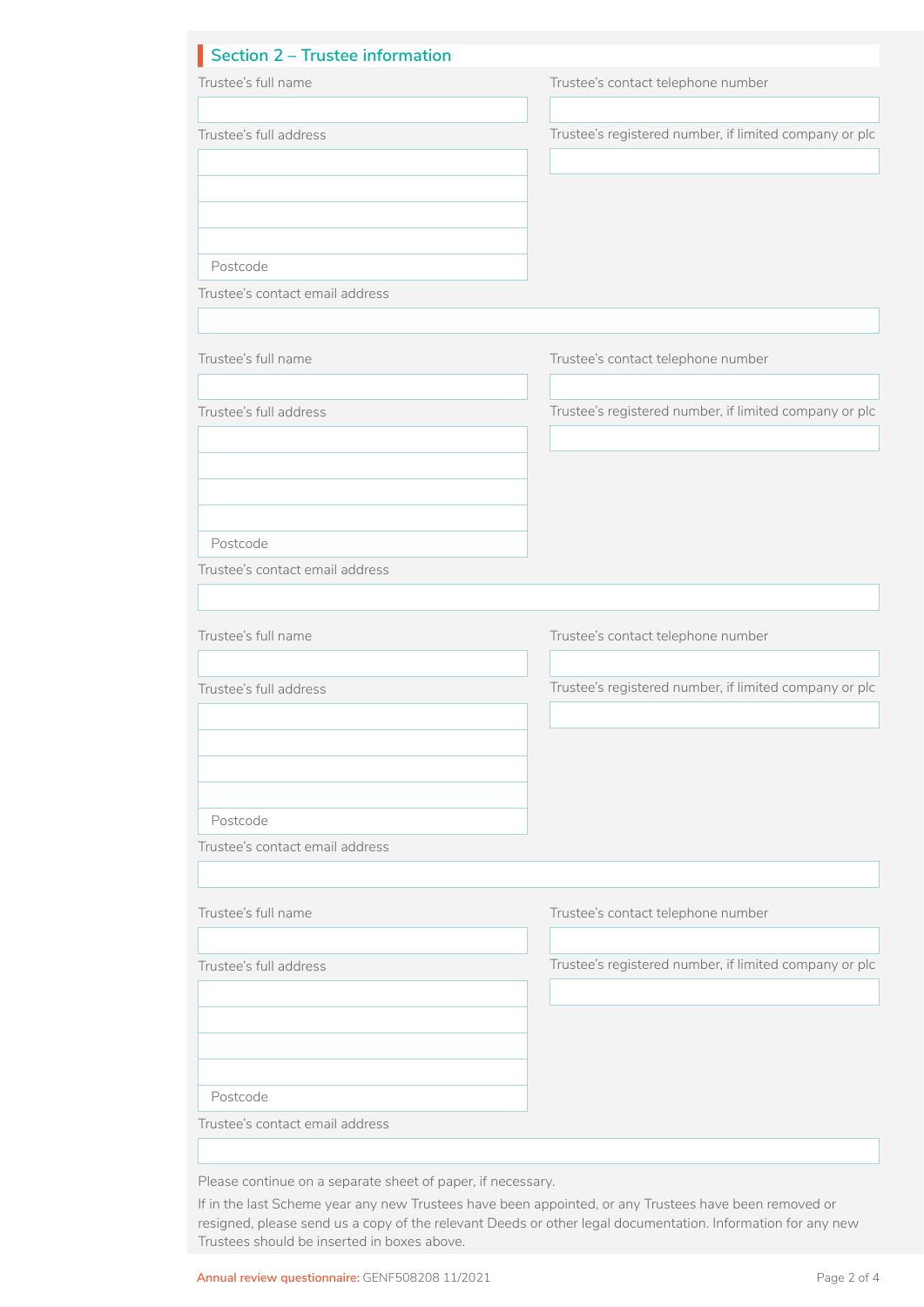## Section 2 – Trustee information

Trustee's full name

Trustee's contact telephone number

Trustee's full address

Trustee's registered number, if limited company or plc

Postcode

Trustee's contact email address

Trustee's full name

Trustee's contact telephone number

Trustee's full address

Trustee's registered number, if limited company or plc

Postcode

Trustee's contact email address

Trustee's full name

Trustee's contact telephone number

Trustee's full address

Trustee's registered number, if limited company or plc

Postcode

Trustee's contact email address

Trustee's full name

Trustee's contact telephone number

Trustee's full address

Trustee's registered number, if limited company or plc

Postcode

Trustee's contact email address

Please continue on a separate sheet of paper, if necessary.

If in the last Scheme year any new Trustees have been appointed, or any Trustees have been removed or resigned, please send us a copy of the relevant Deeds or other legal documentation. Information for any new Trustees should be inserted in boxes above.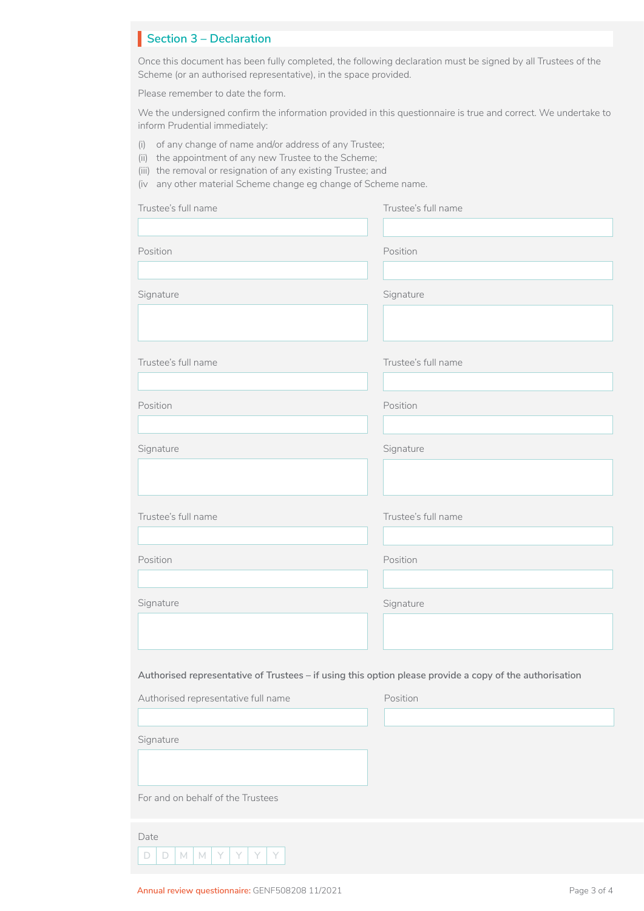## Section 3 – Declaration

Once this document has been fully completed, the following declaration must be signed by all Trustees of the Scheme (or an authorised representative), in the space provided.

Please remember to date the form.

We the undersigned confirm the information provided in this questionnaire is true and correct. We undertake to inform Prudential immediately:

(i) of any change of name and/or address of any Trustee;
(ii) the appointment of any new Trustee to the Scheme;
(iii) the removal or resignation of any existing Trustee; and
(iv any other material Scheme change eg change of Scheme name.

Trustee's full name

Position

Signature

Trustee's full name

Position

Signature

Trustee's full name

Position

Signature

Trustee's full name

Position

Signature

Trustee's full name

Position

Signature

Trustee's full name

Position

Signature

**Authorised representative of Trustees – if using this option please provide a copy of the authorisation**

Authorised representative full name

Position

Signature

For and on behalf of the Trustees

Date

| D | D | M | M | Y | Y | Y | Y |
|---|---|---|---|---|---|---|---|

Annual review questionnaire: GENF508208 11/2021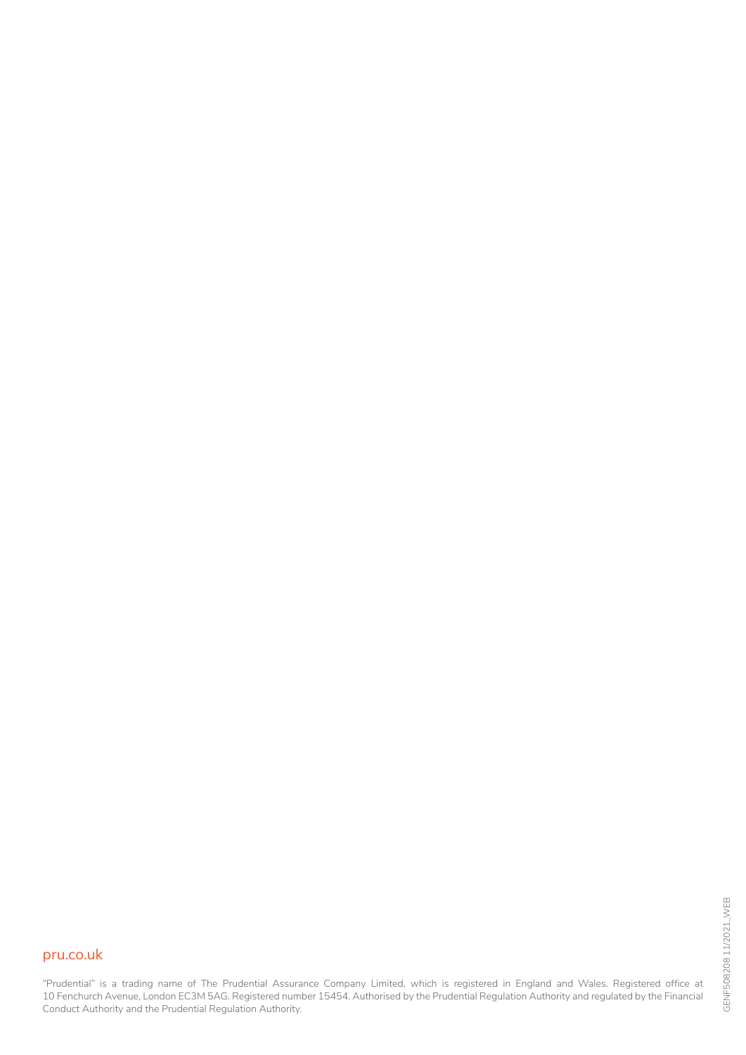pru.co.uk

"Prudential" is a trading name of The Prudential Assurance Company Limited, which is registered in England and Wales. Registered office at 10 Fenchurch Avenue, London EC3M 5AG. Registered number 15454. Authorised by the Prudential Regulation Authority and regulated by the Financial Conduct Authority and the Prudential Regulation Authority.

GENF508208 11/2021_WEB